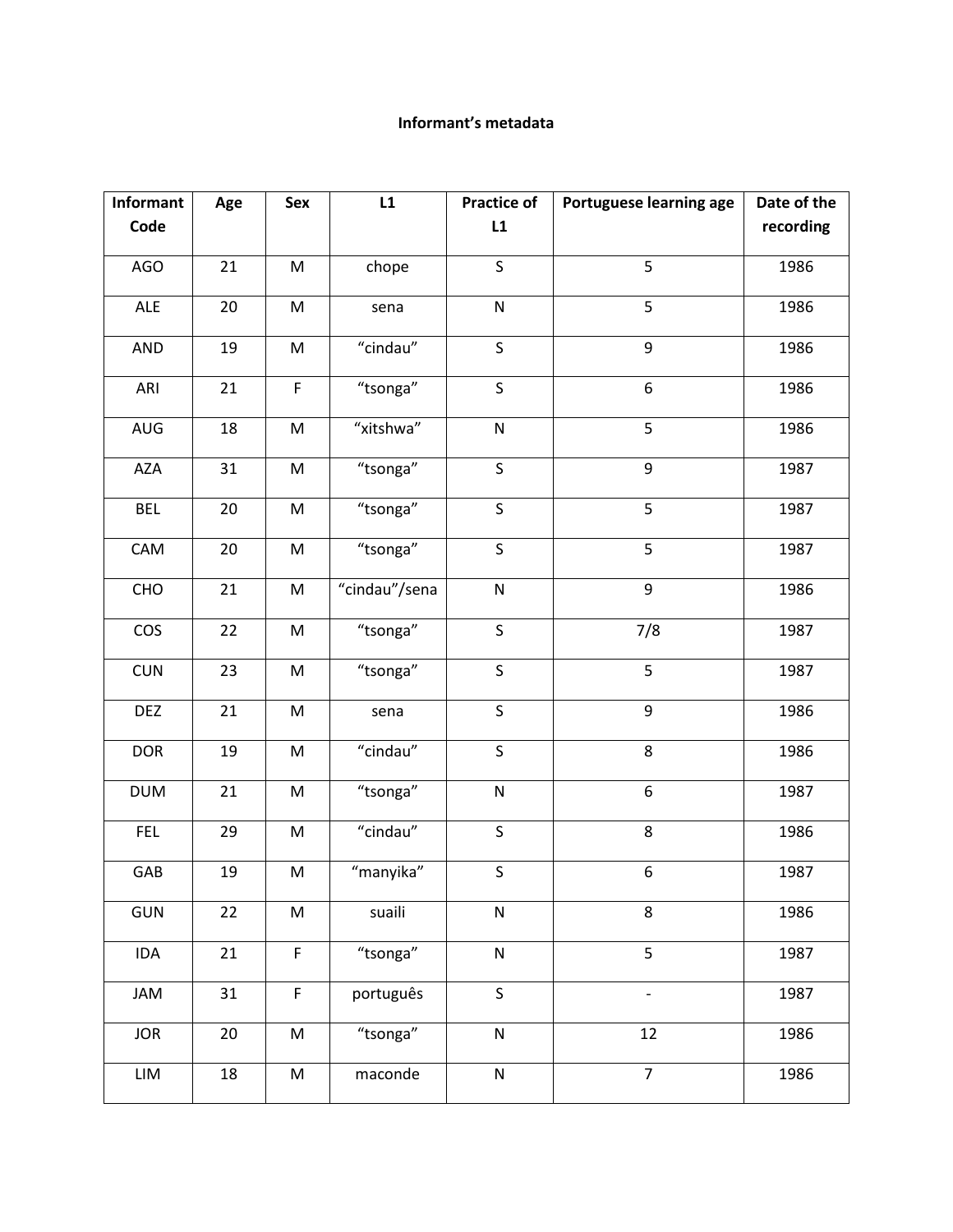**Informant's metadata**

| Informant Code | Age | Sex | L1 | Practice of L1 | Portuguese learning age | Date of the recording |
|---|---|---|---|---|---|---|
| AGO | 21 | M | chope | S | 5 | 1986 |
| ALE | 20 | M | sena | N | 5 | 1986 |
| AND | 19 | M | "cindau" | S | 9 | 1986 |
| ARI | 21 | F | "tsonga" | S | 6 | 1986 |
| AUG | 18 | M | "xitshwa" | N | 5 | 1986 |
| AZA | 31 | M | "tsonga" | S | 9 | 1987 |
| BEL | 20 | M | "tsonga" | S | 5 | 1987 |
| CAM | 20 | M | "tsonga" | S | 5 | 1987 |
| CHO | 21 | M | "cindau"/sena | N | 9 | 1986 |
| COS | 22 | M | "tsonga" | S | 7/8 | 1987 |
| CUN | 23 | M | "tsonga" | S | 5 | 1987 |
| DEZ | 21 | M | sena | S | 9 | 1986 |
| DOR | 19 | M | "cindau" | S | 8 | 1986 |
| DUM | 21 | M | "tsonga" | N | 6 | 1987 |
| FEL | 29 | M | "cindau" | S | 8 | 1986 |
| GAB | 19 | M | "manyika" | S | 6 | 1987 |
| GUN | 22 | M | suaili | N | 8 | 1986 |
| IDA | 21 | F | "tsonga" | N | 5 | 1987 |
| JAM | 31 | F | português | S | - | 1987 |
| JOR | 20 | M | "tsonga" | N | 12 | 1986 |
| LIM | 18 | M | maconde | N | 7 | 1986 |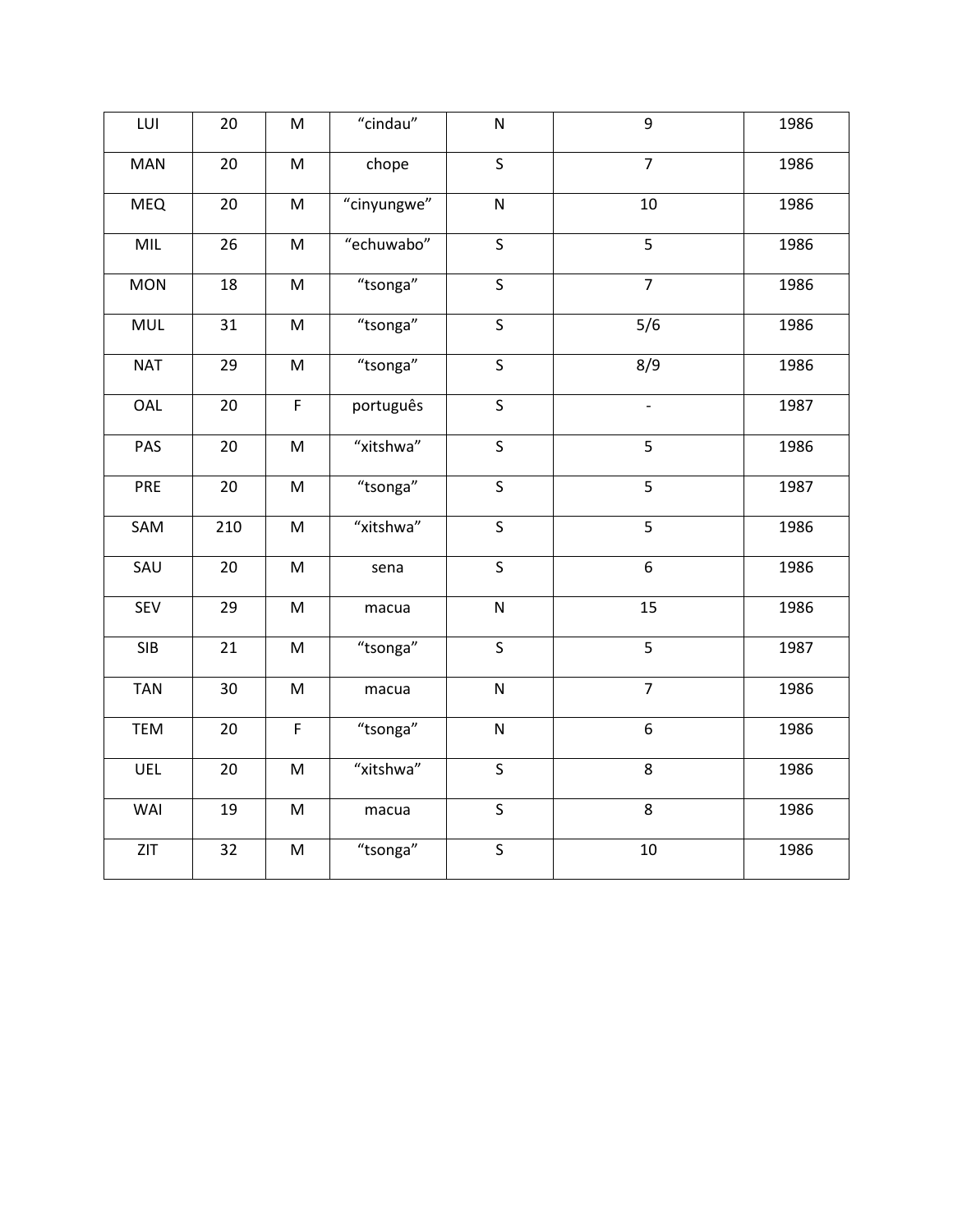| | | | | | | |
|---|---|---|---|---|---|---|
| LUI | 20 | M | “cindau” | N | 9 | 1986 |
| MAN | 20 | M | chope | S | 7 | 1986 |
| MEQ | 20 | M | “cinyungwe” | N | 10 | 1986 |
| MIL | 26 | M | “echuwabo” | S | 5 | 1986 |
| MON | 18 | M | “tsonga” | S | 7 | 1986 |
| MUL | 31 | M | “tsonga” | S | 5/6 | 1986 |
| NAT | 29 | M | “tsonga” | S | 8/9 | 1986 |
| OAL | 20 | F | português | S | - | 1987 |
| PAS | 20 | M | “xitshwa” | S | 5 | 1986 |
| PRE | 20 | M | “tsonga” | S | 5 | 1987 |
| SAM | 210 | M | “xitshwa” | S | 5 | 1986 |
| SAU | 20 | M | sena | S | 6 | 1986 |
| SEV | 29 | M | macua | N | 15 | 1986 |
| SIB | 21 | M | “tsonga” | S | 5 | 1987 |
| TAN | 30 | M | macua | N | 7 | 1986 |
| TEM | 20 | F | “tsonga” | N | 6 | 1986 |
| UEL | 20 | M | “xitshwa” | S | 8 | 1986 |
| WAI | 19 | M | macua | S | 8 | 1986 |
| ZIT | 32 | M | “tsonga” | S | 10 | 1986 |